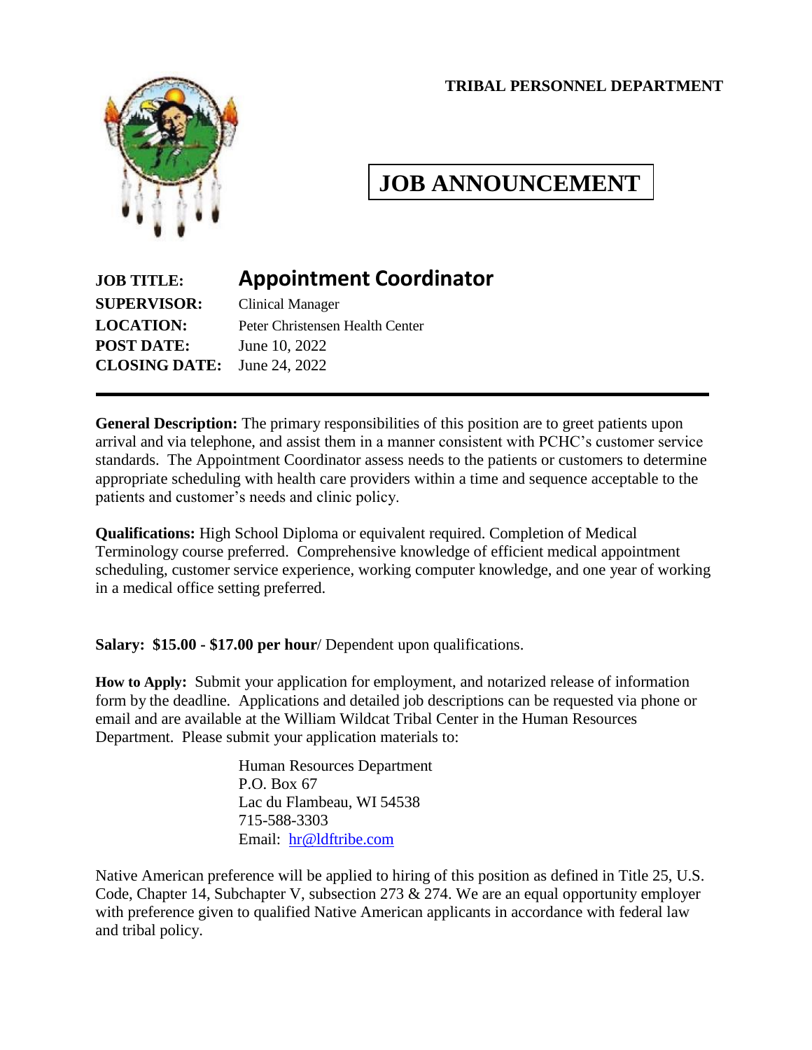**TRIBAL PERSONNEL DEPARTMENT**

# JOB ANNOUNCEMENT

**JOB TITLE:** **Appointment Coordinator**
**SUPERVISOR:** Clinical Manager
**LOCATION:** Peter Christensen Health Center
**POST DATE:** June 10, 2022
**CLOSING DATE:** June 24, 2022

---

**General Description:** The primary responsibilities of this position are to greet patients upon arrival and via telephone, and assist them in a manner consistent with PCHC's customer service standards. The Appointment Coordinator assess needs to the patients or customers to determine appropriate scheduling with health care providers within a time and sequence acceptable to the patients and customer's needs and clinic policy.

**Qualifications:** High School Diploma or equivalent required. Completion of Medical Terminology course preferred. Comprehensive knowledge of efficient medical appointment scheduling, customer service experience, working computer knowledge, and one year of working in a medical office setting preferred.

**Salary: $15.00 - $17.00 per hour**/ Dependent upon qualifications.

**How to Apply:** Submit your application for employment, and notarized release of information form by the deadline. Applications and detailed job descriptions can be requested via phone or email and are available at the William Wildcat Tribal Center in the Human Resources Department. Please submit your application materials to:

Human Resources Department
P.O. Box 67
Lac du Flambeau, WI 54538
715-588-3303
Email: hr@ldftribe.com

Native American preference will be applied to hiring of this position as defined in Title 25, U.S. Code, Chapter 14, Subchapter V, subsection 273 & 274. We are an equal opportunity employer with preference given to qualified Native American applicants in accordance with federal law and tribal policy.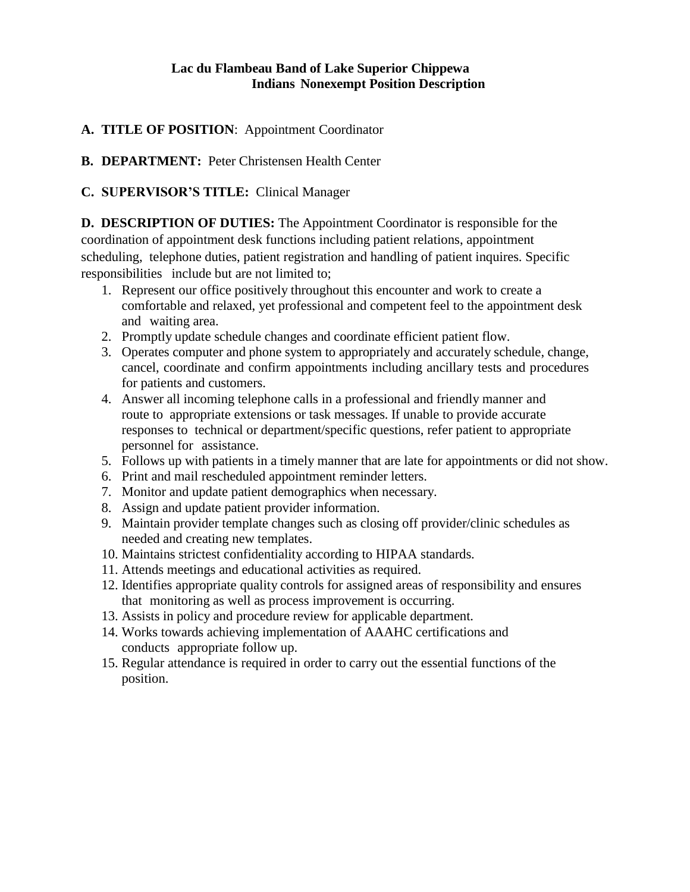**Lac du Flambeau Band of Lake Superior Chippewa Indians Nonexempt Position Description**

**A. TITLE OF POSITION**: Appointment Coordinator

**B. DEPARTMENT:** Peter Christensen Health Center

**C. SUPERVISOR'S TITLE:** Clinical Manager

**D. DESCRIPTION OF DUTIES:** The Appointment Coordinator is responsible for the coordination of appointment desk functions including patient relations, appointment scheduling, telephone duties, patient registration and handling of patient inquires. Specific responsibilities include but are not limited to;

1. Represent our office positively throughout this encounter and work to create a comfortable and relaxed, yet professional and competent feel to the appointment desk and waiting area.
2. Promptly update schedule changes and coordinate efficient patient flow.
3. Operates computer and phone system to appropriately and accurately schedule, change, cancel, coordinate and confirm appointments including ancillary tests and procedures for patients and customers.
4. Answer all incoming telephone calls in a professional and friendly manner and route to appropriate extensions or task messages. If unable to provide accurate responses to technical or department/specific questions, refer patient to appropriate personnel for assistance.
5. Follows up with patients in a timely manner that are late for appointments or did not show.
6. Print and mail rescheduled appointment reminder letters.
7. Monitor and update patient demographics when necessary.
8. Assign and update patient provider information.
9. Maintain provider template changes such as closing off provider/clinic schedules as needed and creating new templates.
10. Maintains strictest confidentiality according to HIPAA standards.
11. Attends meetings and educational activities as required.
12. Identifies appropriate quality controls for assigned areas of responsibility and ensures that monitoring as well as process improvement is occurring.
13. Assists in policy and procedure review for applicable department.
14. Works towards achieving implementation of AAAHC certifications and conducts appropriate follow up.
15. Regular attendance is required in order to carry out the essential functions of the position.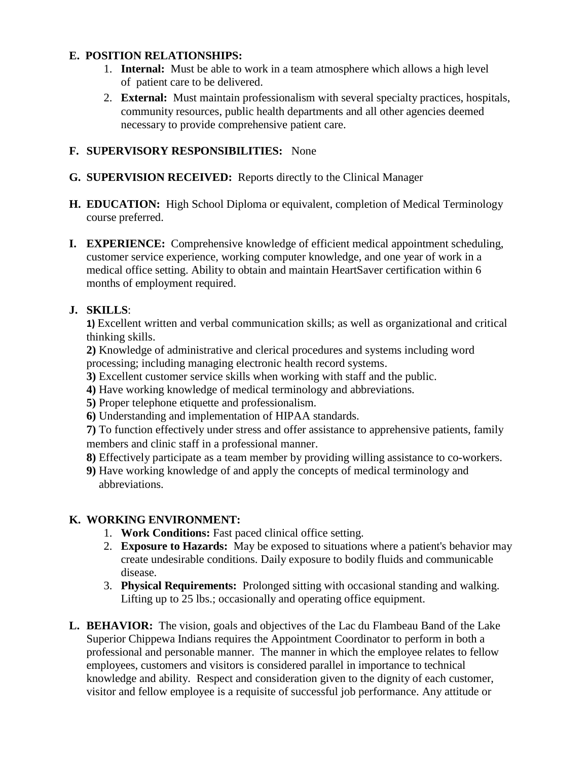**E. POSITION RELATIONSHIPS:**

1. **Internal:** Must be able to work in a team atmosphere which allows a high level of patient care to be delivered.
2. **External:** Must maintain professionalism with several specialty practices, hospitals, community resources, public health departments and all other agencies deemed necessary to provide comprehensive patient care.

**F. SUPERVISORY RESPONSIBILITIES:** None

**G. SUPERVISION RECEIVED:** Reports directly to the Clinical Manager

**H. EDUCATION:** High School Diploma or equivalent, completion of Medical Terminology course preferred.

**I. EXPERIENCE:** Comprehensive knowledge of efficient medical appointment scheduling, customer service experience, working computer knowledge, and one year of work in a medical office setting. Ability to obtain and maintain HeartSaver certification within 6 months of employment required.

**J. SKILLS**:

**1)** Excellent written and verbal communication skills; as well as organizational and critical thinking skills.
**2)** Knowledge of administrative and clerical procedures and systems including word processing; including managing electronic health record systems.
**3)** Excellent customer service skills when working with staff and the public.
**4)** Have working knowledge of medical terminology and abbreviations.
**5)** Proper telephone etiquette and professionalism.
**6)** Understanding and implementation of HIPAA standards.
**7)** To function effectively under stress and offer assistance to apprehensive patients, family members and clinic staff in a professional manner.
**8)** Effectively participate as a team member by providing willing assistance to co-workers.
**9)** Have working knowledge of and apply the concepts of medical terminology and abbreviations.

**K. WORKING ENVIRONMENT:**

1. **Work Conditions:** Fast paced clinical office setting.
2. **Exposure to Hazards:** May be exposed to situations where a patient's behavior may create undesirable conditions. Daily exposure to bodily fluids and communicable disease.
3. **Physical Requirements:** Prolonged sitting with occasional standing and walking. Lifting up to 25 lbs.; occasionally and operating office equipment.

**L. BEHAVIOR:** The vision, goals and objectives of the Lac du Flambeau Band of the Lake Superior Chippewa Indians requires the Appointment Coordinator to perform in both a professional and personable manner. The manner in which the employee relates to fellow employees, customers and visitors is considered parallel in importance to technical knowledge and ability. Respect and consideration given to the dignity of each customer, visitor and fellow employee is a requisite of successful job performance. Any attitude or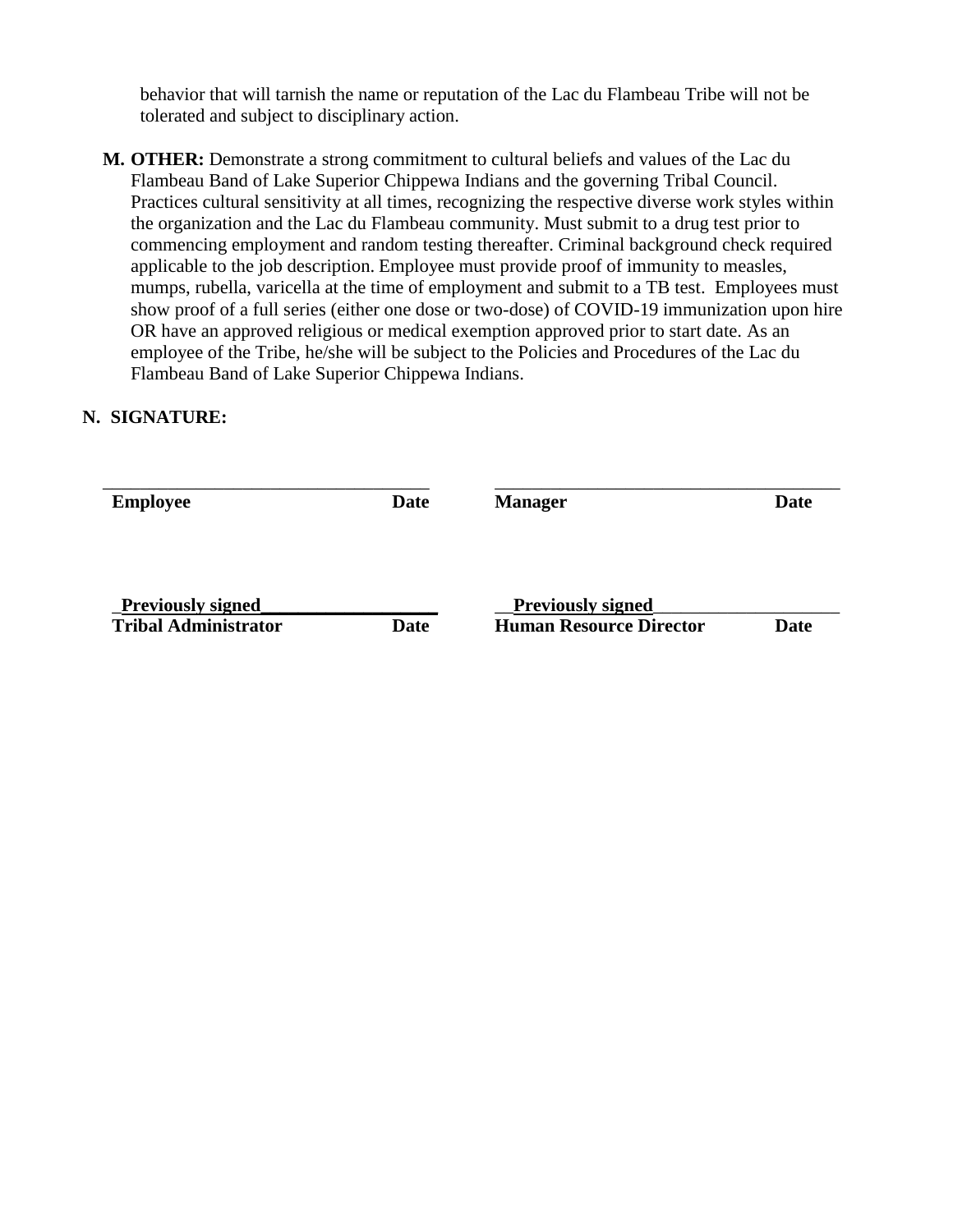behavior that will tarnish the name or reputation of the Lac du Flambeau Tribe will not be tolerated and subject to disciplinary action.

**M. OTHER:** Demonstrate a strong commitment to cultural beliefs and values of the Lac du Flambeau Band of Lake Superior Chippewa Indians and the governing Tribal Council. Practices cultural sensitivity at all times, recognizing the respective diverse work styles within the organization and the Lac du Flambeau community. Must submit to a drug test prior to commencing employment and random testing thereafter. Criminal background check required applicable to the job description. Employee must provide proof of immunity to measles, mumps, rubella, varicella at the time of employment and submit to a TB test. Employees must show proof of a full series (either one dose or two-dose) of COVID-19 immunization upon hire OR have an approved religious or medical exemption approved prior to start date. As an employee of the Tribe, he/she will be subject to the Policies and Procedures of the Lac du Flambeau Band of Lake Superior Chippewa Indians.

**N. SIGNATURE:**

| | | | |
|---|---|---|---|
| ____________________ | | ____________________ | |
| **Employee** | **Date** | **Manager** | **Date** |
| **Previously signed** | | **Previously signed** | |
| **Tribal Administrator** | **Date** | **Human Resource Director** | **Date** |